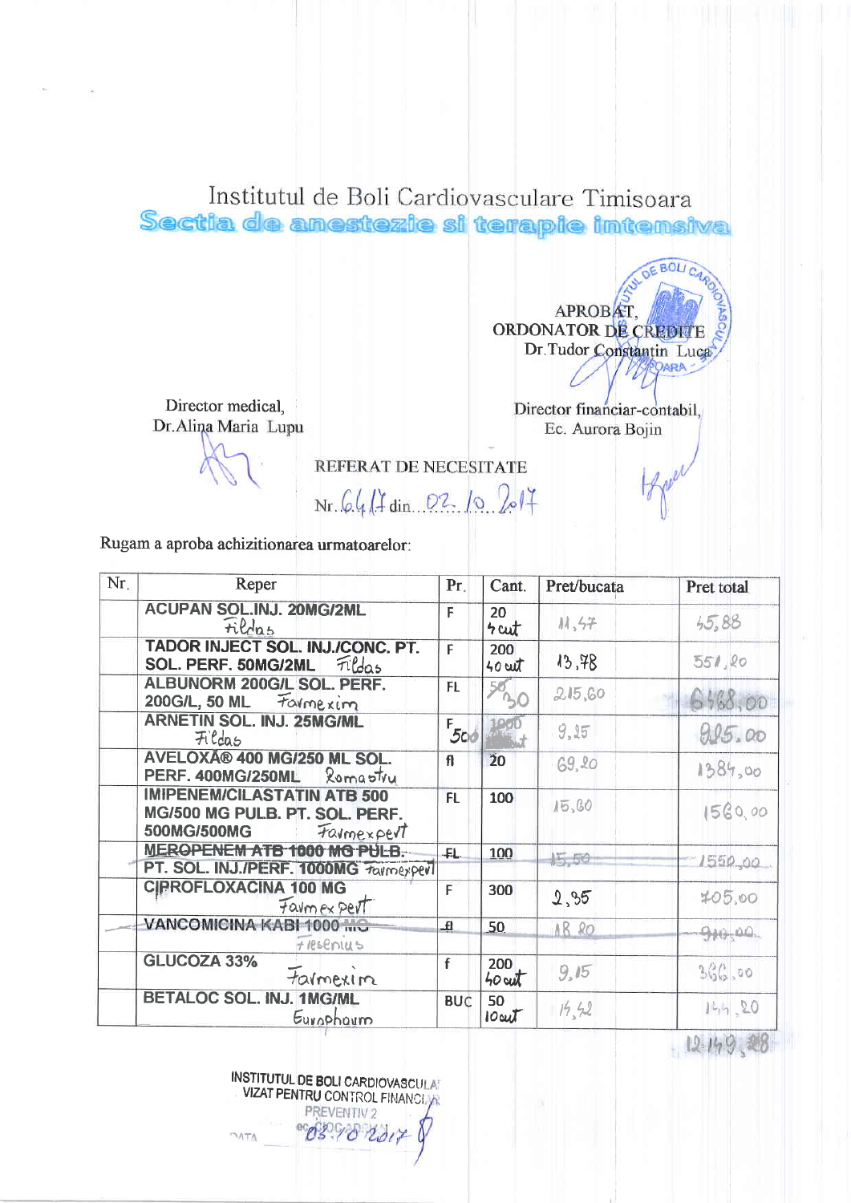Institutul de Boli Cardiovasculare Timisoara

**Sectia de anestezie si terapie intensiva**

APROBAT,
ORDONATOR DE CREDITE
Dr.Tudor Constantin Luca

Director medical,
Dr.Alina Maria Lupu

Director financiar-contabil,
Ec. Aurora Bojin

REFERAT DE NECESITATE

Nr. 6417 din 02.10.2017

Rugam a aproba achizitionarea urmatoarelor:

| Nr. | Reper | Pr. | Cant. | Pret/bucata | Pret total |
|---|---|---|---|---|---|
| | **ACUPAN SOL.INJ. 20MG/2ML** Fildas | F | 20 4 cut | 11,47 | 45,88 |
| | **TADOR INJECT SOL. INJ./CONC. PT. SOL. PERF. 50MG/2ML** Fildas | F | 200 40 cut | 13,78 | 551,20 |
| | **ALBUNORM 200G/L SOL. PERF. 200G/L, 50 ML** Farmexim | FL | ~~50~~ 30 | 215,60 | 6468,00 |
| | **ARNETIN SOL. INJ. 25MG/ML** Fildas | F | ~~1000~~ 500 cut | 9,25 | 925,00 |
| | **AVELOXĂ® 400 MG/250 ML SOL. PERF. 400MG/250ML** Romastru | fl | 20 | 69,20 | 1384,00 |
| | **IMIPENEM/CILASTATIN ATB 500 MG/500 MG PULB. PT. SOL. PERF. 500MG/500MG** Farmexpert | FL | 100 | 15,60 | 1560,00 |
| | ~~**MEROPENEM ATB 1000 MG PULB. PT. SOL. INJ./PERF. 1000MG**~~ Farmexpert | ~~FL~~ | ~~100~~ | ~~15,50~~ | ~~1550,00~~ |
| | **CIPROFLOXACINA 100 MG** Farmexpert | F | 300 | 2,35 | 705,00 |
| | ~~**VANCOMICINA KABI 1000 MG**~~ Fresenius | ~~fl~~ | ~~50~~ | ~~18,20~~ | ~~910,00~~ |
| | **GLUCOZA 33%** Farmexim | f | 200 40 cut | 9,15 | 366,00 |
| | **BETALOC SOL. INJ. 1MG/ML** Europharm | BUC | 50 10 cut | 14,42 | 144,20 |
| | | | | | 12149,28 |

INSTITUTUL DE BOLI CARDIOVASCULAR
VIZAT PENTRU CONTROL FINANCIAR
PREVENTIV 2

DATA 03.10.2017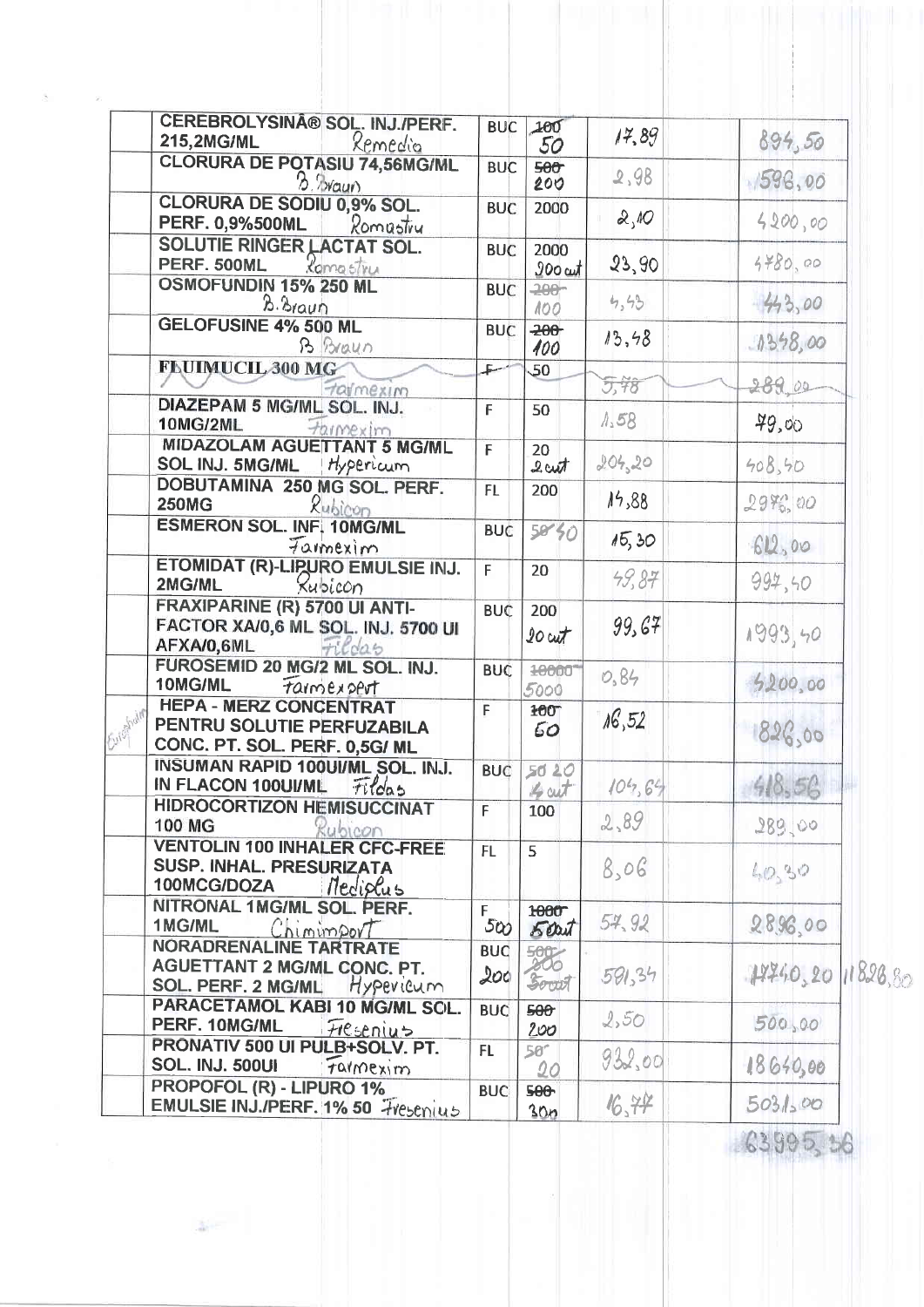| | | | | | |
|---|---|---|---|---|---|
| | CEREBROLYSINĂ® SOL. INJ./PERF. 215,2MG/ML Remedia | BUC | ~~100~~ 50 | 17,89 | 894,50 |
| | CLORURA DE POTASIU 74,56MG/ML B.Braun | BUC | ~~500~~ 200 | 2,98 | 596,00 |
| | CLORURA DE SODIU 0,9% SOL. PERF. 0,9%500ML Romastru | BUC | 2000 | 2,10 | 4200,00 |
| | SOLUTIE RINGER LACTAT SOL. PERF. 500ML Romastru | BUC | 2000 200 cut | 23,90 | 4780,00 |
| | OSMOFUNDIN 15% 250 ML B.Braun | BUC | ~~200~~ 100 | 4,43 | 443,00 |
| | GELOFUSINE 4% 500 ML B.Braun | BUC | ~~200~~ 100 | 13,48 | 1348,00 |
| | ~~FLUIMUCIL 300 MG Farmexim~~ | ~~F~~ | ~~50~~ | ~~5,78~~ | ~~289,00~~ |
| | DIAZEPAM 5 MG/ML SOL. INJ. 10MG/2ML Farmexim | F | 50 | 1,58 | 79,00 |
| | MIDAZOLAM AGUETTANT 5 MG/ML SOL INJ. 5MG/ML Hypericum | F | 20 2 cut | 204,20 | 408,40 |
| | DOBUTAMINA 250 MG SOL. PERF. 250MG Rubicon | FL | 200 | 14,88 | 2976,00 |
| | ESMERON SOL. INF. 10MG/ML Farmexim | BUC | ~~50~~ 40 | 15,30 | 612,00 |
| | ETOMIDAT (R)-LIPURO EMULSIE INJ. 2MG/ML Rubicon | F | 20 | 49,87 | 997,40 |
| | FRAXIPARINE (R) 5700 UI ANTI-FACTOR XA/0,6 ML SOL. INJ. 5700 UI AFXA/0,6ML Fildas | BUC | 200 20 cut | 99,67 | 1993,40 |
| | FUROSEMID 20 MG/2 ML SOL. INJ. 10MG/ML Farmexpert | BUC | ~~10000~~ 5000 | 0,84 | 4200,00 |
| Europharm | HEPA - MERZ CONCENTRAT PENTRU SOLUTIE PERFUZABILA CONC. PT. SOL. PERF. 0,5G/ ML | F | ~~100~~ 50 | 16,52 | 826,00 |
| | INSUMAN RAPID 100UI/ML SOL. INJ. IN FLACON 100UI/ML Fildas | BUC | ~~50~~ 20 4 cut | 104,64 | 418,56 |
| | HIDROCORTIZON HEMISUCCINAT 100 MG Rubicon | F | 100 | 2,89 | 289,00 |
| | VENTOLIN 100 INHALER CFC-FREE SUSP. INHAL. PRESURIZATA 100MCG/DOZA Mediplus | FL | 5 | 8,06 | 40,30 |
| | NITRONAL 1MG/ML SOL. PERF. 1MG/ML Chimimport | F 500 | ~~1000~~ 50 cut | 57,92 | 2896,00 |
| | NORADRENALINE TARTRATE AGUETTANT 2 MG/ML CONC. PT. SOL. PERF. 2 MG/ML Hypericum | BUC 200 | ~~500~~ 200 ~~50 cut~~ | 591,34 | ~~14740,20~~ 11826,80 |
| | PARACETAMOL KABI 10 MG/ML SOL. PERF. 10MG/ML Fresenius | BUC | ~~500~~ 200 | 2,50 | 500,00 |
| | PRONATIV 500 UI PULB+SOLV. PT. SOL. INJ. 500UI Farmexim | FL | ~~50~~ 20 | 932,00 | 18640,00 |
| | PROPOFOL (R) - LIPURO 1% EMULSIE INJ./PERF. 1% 50 Fresenius | BUC | ~~500~~ 300 | 16,77 | 5031,00 |
| | | | | | 63995,36 |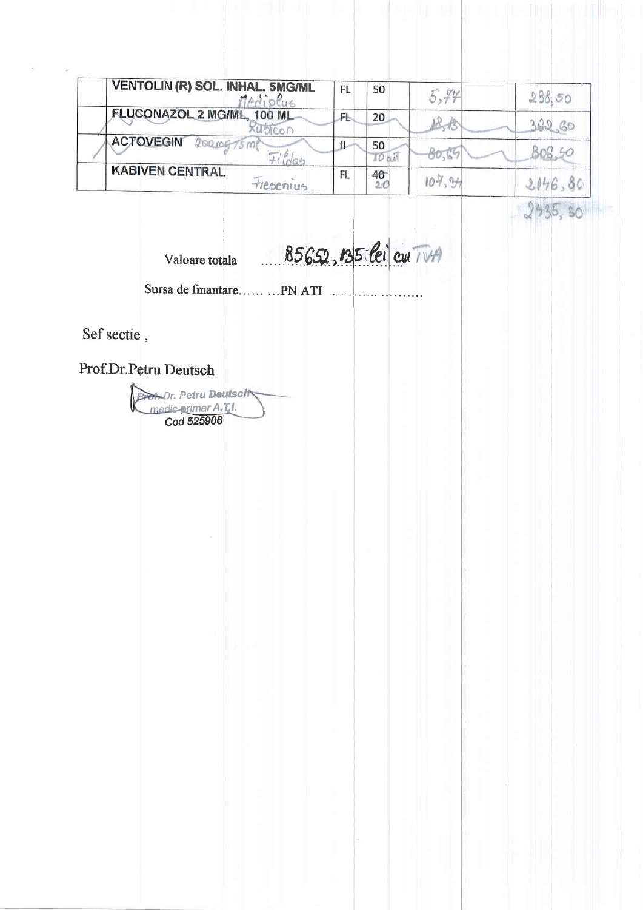| | | | | | |
|---|---|---|---|---|---|
| | VENTOLIN (R) SOL. INHAL. 5MG/ML Mediplus | FL | 50 | 5,77 | 288,50 |
| | FLUCONAZOL 2 MG/ML, 100 ML Rubicon | FL | 20 | 18,13 | 362,60 |
| | ACTOVEGIN 200mg/5ml Fildas | fl | 50 10 cut | 80,65 | 806,50 |
| | KABIVEN CENTRAL Fresenius | FL | ~~40~~ 20 | 107,34 | 2146,80 |

2535,30

Valoare totala ......85652,135 lei cu TVA......

Sursa de finantare...... ...PN ATI ........... .........

Sef sectie ,

Prof.Dr.Petru Deutsch

Prof. Dr. Petru Deutsch
medic primar A.T.I.
Cod 525906